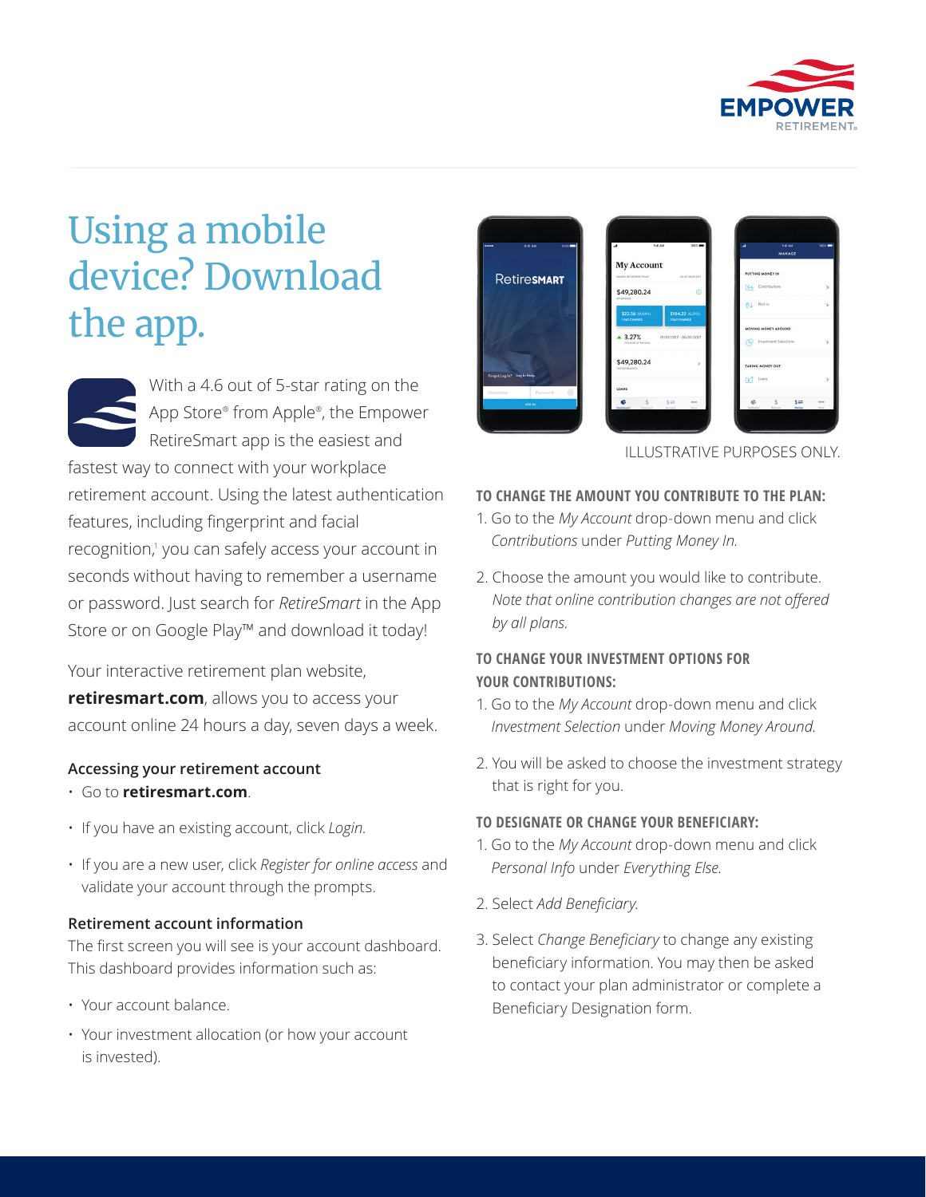# Using a mobile device? Download the app.

With a 4.6 out of 5-star rating on the App Store® from Apple®, the Empower RetireSmart app is the easiest and fastest way to connect with your workplace retirement account. Using the latest authentication features, including fingerprint and facial recognition,[i] you can safely access your account in seconds without having to remember a username or password. Just search for *RetireSmart* in the App Store or on Google Play™ and download it today!

Your interactive retirement plan website, **retiresmart.com**, allows you to access your account online 24 hours a day, seven days a week.

### Accessing your retirement account

- Go to **retiresmart.com**.
- If you have an existing account, click *Login*.
- If you are a new user, click *Register for online access* and validate your account through the prompts.

### Retirement account information

The first screen you will see is your account dashboard. This dashboard provides information such as:

- Your account balance.
- Your investment allocation (or how your account is invested).

ILLUSTRATIVE PURPOSES ONLY.

### TO CHANGE THE AMOUNT YOU CONTRIBUTE TO THE PLAN:

1. Go to the *My Account* drop-down menu and click *Contributions* under *Putting Money In.*
2. Choose the amount you would like to contribute. *Note that online contribution changes are not offered by all plans.*

### TO CHANGE YOUR INVESTMENT OPTIONS FOR YOUR CONTRIBUTIONS:

1. Go to the *My Account* drop-down menu and click *Investment Selection* under *Moving Money Around.*
2. You will be asked to choose the investment strategy that is right for you.

### TO DESIGNATE OR CHANGE YOUR BENEFICIARY:

1. Go to the *My Account* drop-down menu and click *Personal Info* under *Everything Else.*
2. Select *Add Beneficiary.*
3. Select *Change Beneficiary* to change any existing beneficiary information. You may then be asked to contact your plan administrator or complete a Beneficiary Designation form.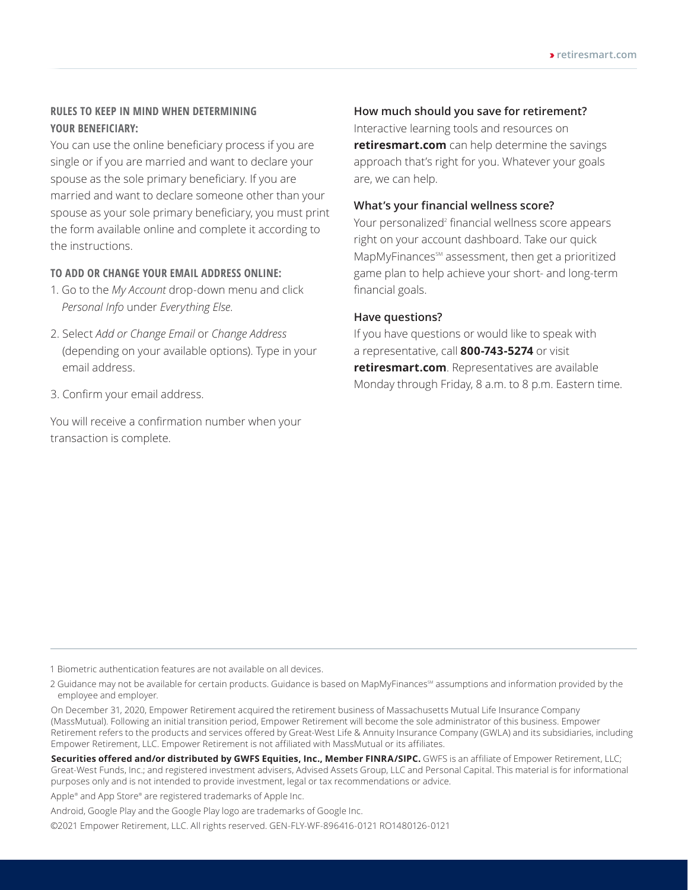### RULES TO KEEP IN MIND WHEN DETERMINING YOUR BENEFICIARY:

You can use the online beneficiary process if you are single or if you are married and want to declare your spouse as the sole primary beneficiary. If you are married and want to declare someone other than your spouse as your sole primary beneficiary, you must print the form available online and complete it according to the instructions.

### TO ADD OR CHANGE YOUR EMAIL ADDRESS ONLINE:

1. Go to the *My Account* drop-down menu and click *Personal Info* under *Everything Else.*
2. Select *Add or Change Email* or *Change Address* (depending on your available options). Type in your email address.
3. Confirm your email address.

You will receive a confirmation number when your transaction is complete.

### How much should you save for retirement?

Interactive learning tools and resources on **retiresmart.com** can help determine the savings approach that's right for you. Whatever your goals are, we can help.

### What's your financial wellness score?

Your personalized[2] financial wellness score appears right on your account dashboard. Take our quick MapMyFinances℠ assessment, then get a prioritized game plan to help achieve your short- and long-term financial goals.

### Have questions?

If you have questions or would like to speak with a representative, call **800-743-5274** or visit **retiresmart.com**. Representatives are available Monday through Friday, 8 a.m. to 8 p.m. Eastern time.

---

1 Biometric authentication features are not available on all devices.

2 Guidance may not be available for certain products. Guidance is based on MapMyFinances℠ assumptions and information provided by the employee and employer.

On December 31, 2020, Empower Retirement acquired the retirement business of Massachusetts Mutual Life Insurance Company (MassMutual). Following an initial transition period, Empower Retirement will become the sole administrator of this business. Empower Retirement refers to the products and services offered by Great-West Life & Annuity Insurance Company (GWLA) and its subsidiaries, including Empower Retirement, LLC. Empower Retirement is not affiliated with MassMutual or its affiliates.

**Securities offered and/or distributed by GWFS Equities, Inc., Member FINRA/SIPC.** GWFS is an affiliate of Empower Retirement, LLC; Great-West Funds, Inc.; and registered investment advisers, Advised Assets Group, LLC and Personal Capital. This material is for informational purposes only and is not intended to provide investment, legal or tax recommendations or advice.

Apple® and App Store® are registered trademarks of Apple Inc.

Android, Google Play and the Google Play logo are trademarks of Google Inc.

©2021 Empower Retirement, LLC. All rights reserved. GEN-FLY-WF-896416-0121 RO1480126-0121